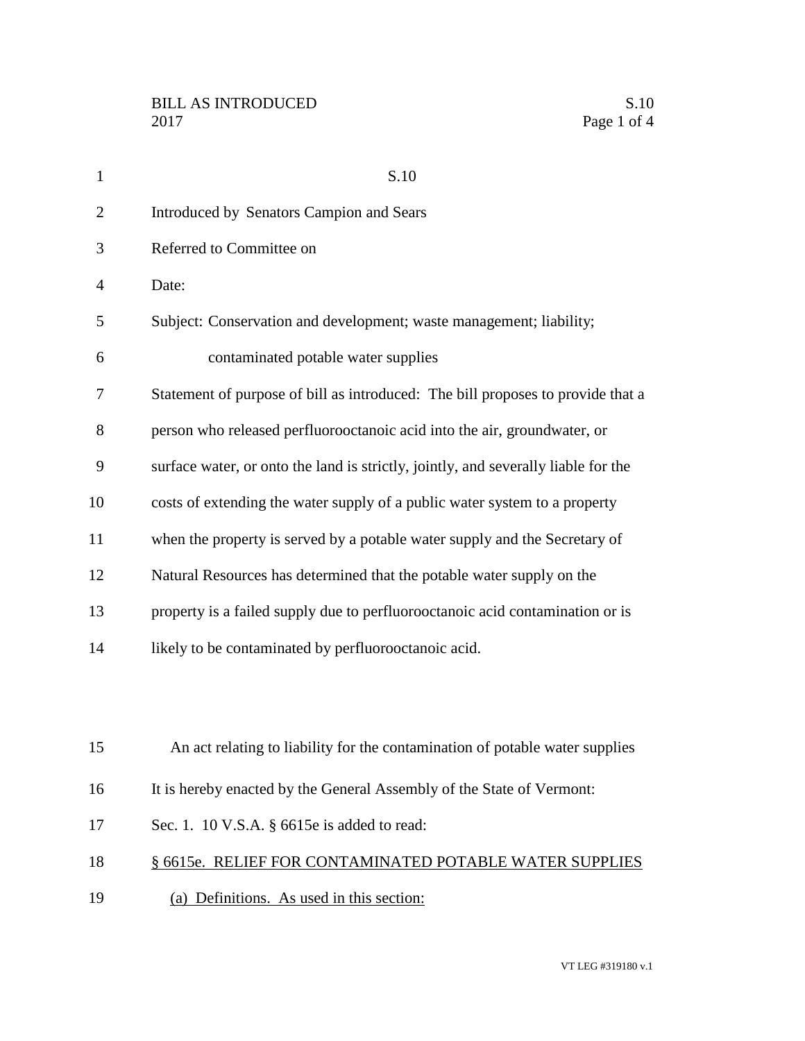S.10

Introduced by Senators Campion and Sears

Referred to Committee on

Date:

Subject: Conservation and development; waste management; liability; contaminated potable water supplies

Statement of purpose of bill as introduced: The bill proposes to provide that a person who released perfluorooctanoic acid into the air, groundwater, or surface water, or onto the land is strictly, jointly, and severally liable for the costs of extending the water supply of a public water system to a property when the property is served by a potable water supply and the Secretary of Natural Resources has determined that the potable water supply on the property is a failed supply due to perfluorooctanoic acid contamination or is likely to be contaminated by perfluorooctanoic acid.

An act relating to liability for the contamination of potable water supplies

It is hereby enacted by the General Assembly of the State of Vermont:

Sec. 1. 10 V.S.A. § 6615e is added to read:

§ 6615e. RELIEF FOR CONTAMINATED POTABLE WATER SUPPLIES

(a) Definitions. As used in this section: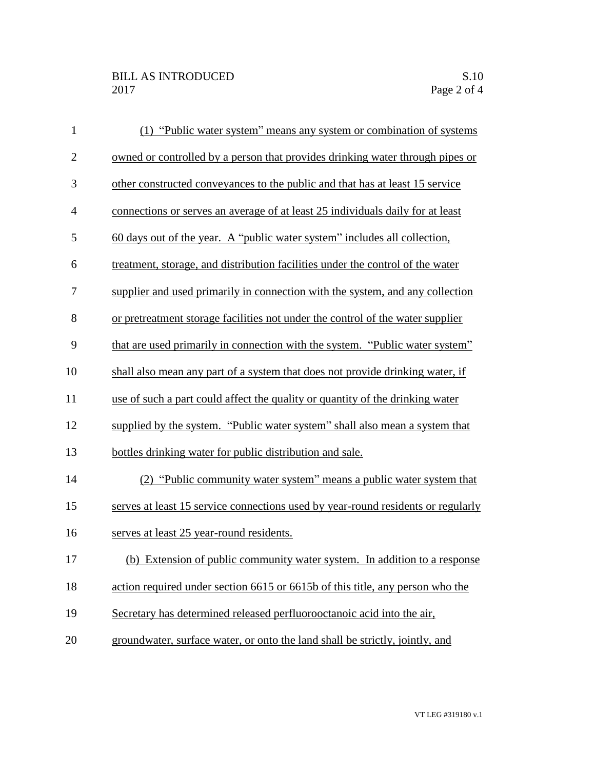(1) "Public water system" means any system or combination of systems owned or controlled by a person that provides drinking water through pipes or other constructed conveyances to the public and that has at least 15 service connections or serves an average of at least 25 individuals daily for at least 60 days out of the year. A "public water system" includes all collection, treatment, storage, and distribution facilities under the control of the water supplier and used primarily in connection with the system, and any collection or pretreatment storage facilities not under the control of the water supplier that are used primarily in connection with the system. "Public water system" shall also mean any part of a system that does not provide drinking water, if use of such a part could affect the quality or quantity of the drinking water supplied by the system. "Public water system" shall also mean a system that bottles drinking water for public distribution and sale.

(2) "Public community water system" means a public water system that serves at least 15 service connections used by year-round residents or regularly serves at least 25 year-round residents.

(b) Extension of public community water system. In addition to a response action required under section 6615 or 6615b of this title, any person who the Secretary has determined released perfluorooctanoic acid into the air, groundwater, surface water, or onto the land shall be strictly, jointly, and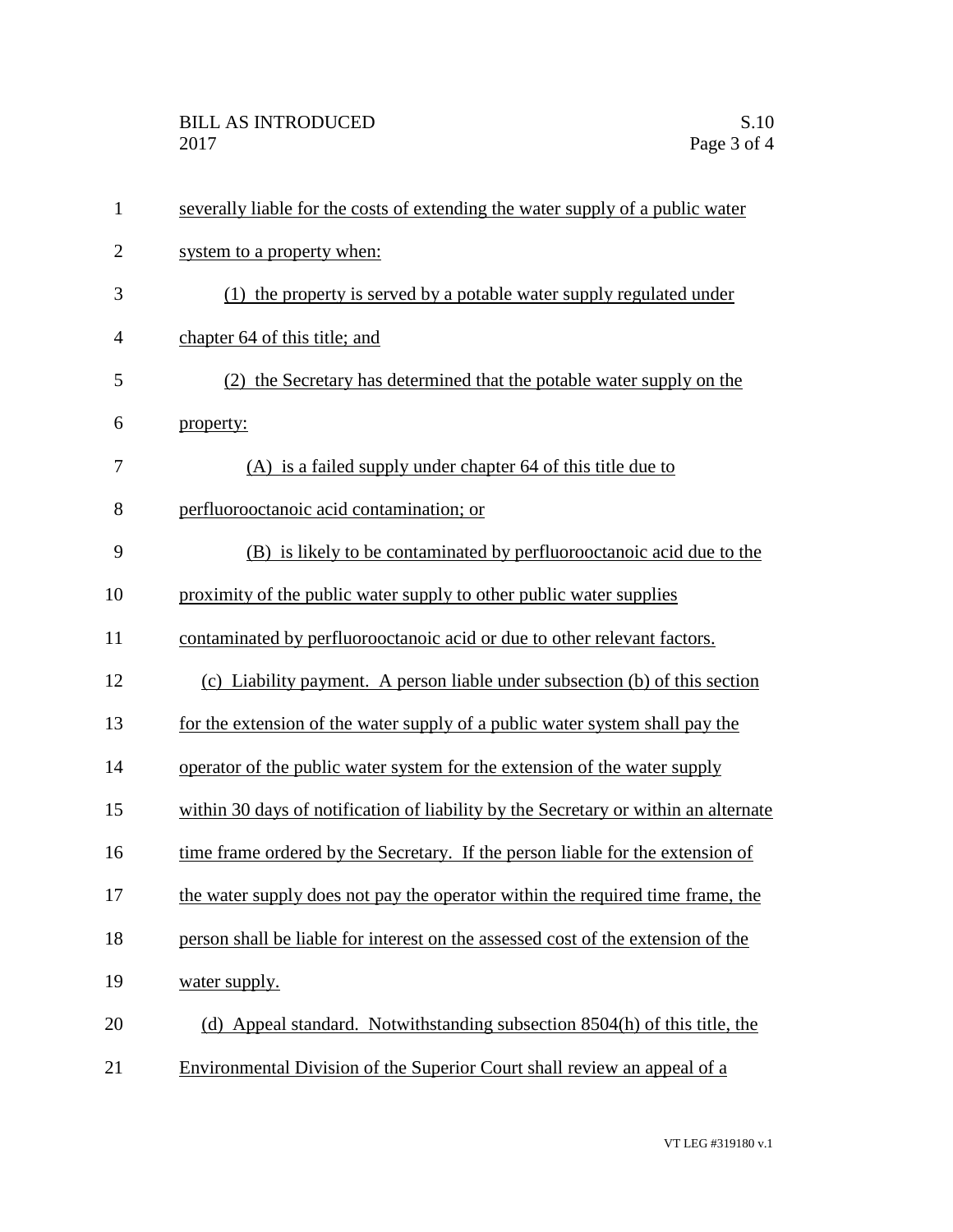severally liable for the costs of extending the water supply of a public water system to a property when:

(1) the property is served by a potable water supply regulated under chapter 64 of this title; and

(2) the Secretary has determined that the potable water supply on the property:

(A) is a failed supply under chapter 64 of this title due to perfluorooctanoic acid contamination; or

(B) is likely to be contaminated by perfluorooctanoic acid due to the proximity of the public water supply to other public water supplies contaminated by perfluorooctanoic acid or due to other relevant factors.

(c) Liability payment. A person liable under subsection (b) of this section for the extension of the water supply of a public water system shall pay the operator of the public water system for the extension of the water supply within 30 days of notification of liability by the Secretary or within an alternate time frame ordered by the Secretary. If the person liable for the extension of the water supply does not pay the operator within the required time frame, the person shall be liable for interest on the assessed cost of the extension of the water supply.

(d) Appeal standard. Notwithstanding subsection 8504(h) of this title, the Environmental Division of the Superior Court shall review an appeal of a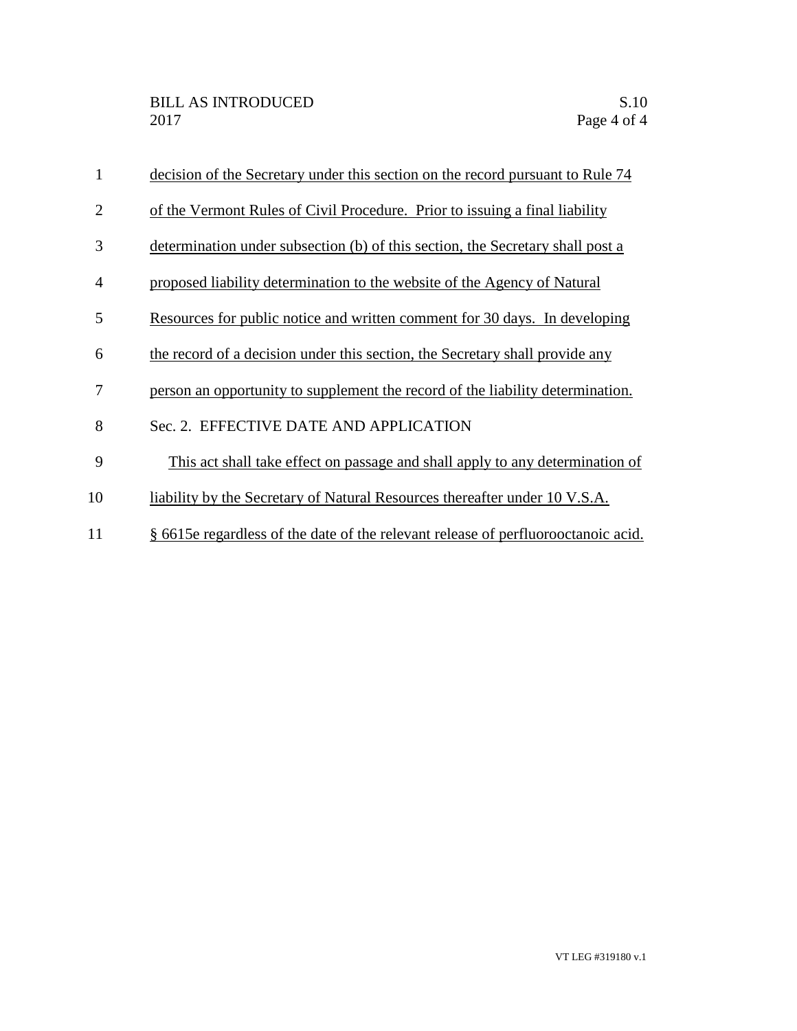decision of the Secretary under this section on the record pursuant to Rule 74 of the Vermont Rules of Civil Procedure. Prior to issuing a final liability determination under subsection (b) of this section, the Secretary shall post a proposed liability determination to the website of the Agency of Natural Resources for public notice and written comment for 30 days. In developing the record of a decision under this section, the Secretary shall provide any person an opportunity to supplement the record of the liability determination.

Sec. 2. EFFECTIVE DATE AND APPLICATION

This act shall take effect on passage and shall apply to any determination of liability by the Secretary of Natural Resources thereafter under 10 V.S.A. § 6615e regardless of the date of the relevant release of perfluorooctanoic acid.